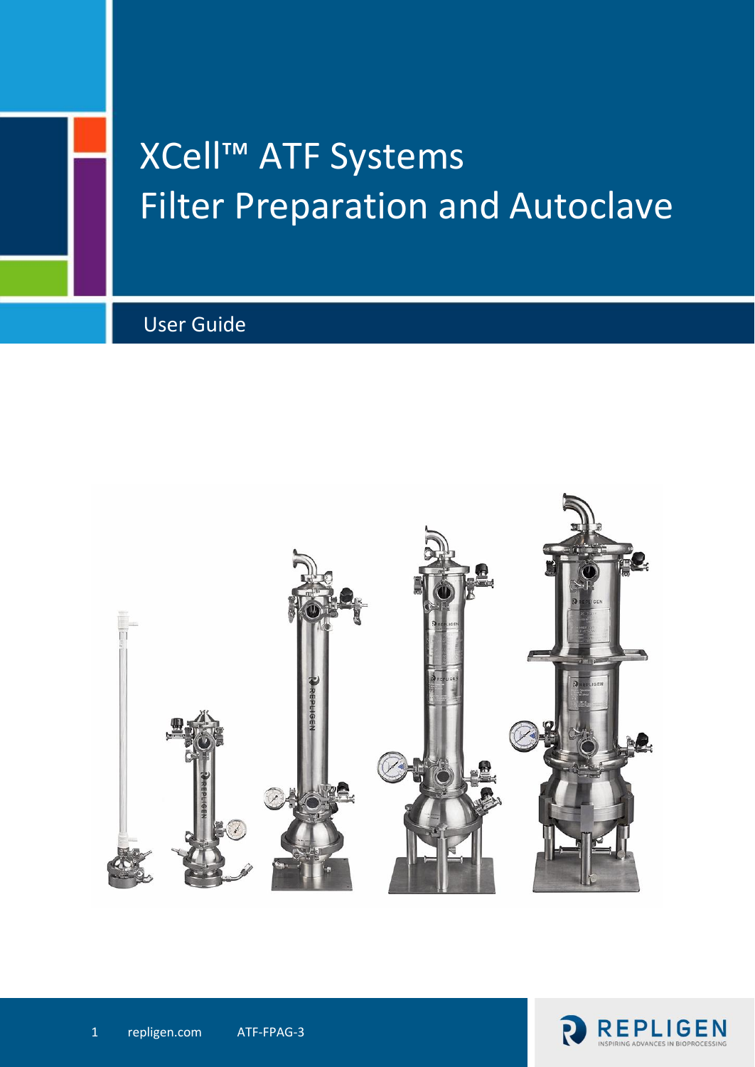# XCell™ ATF Systems
# Filter Preparation and Autoclave

## User Guide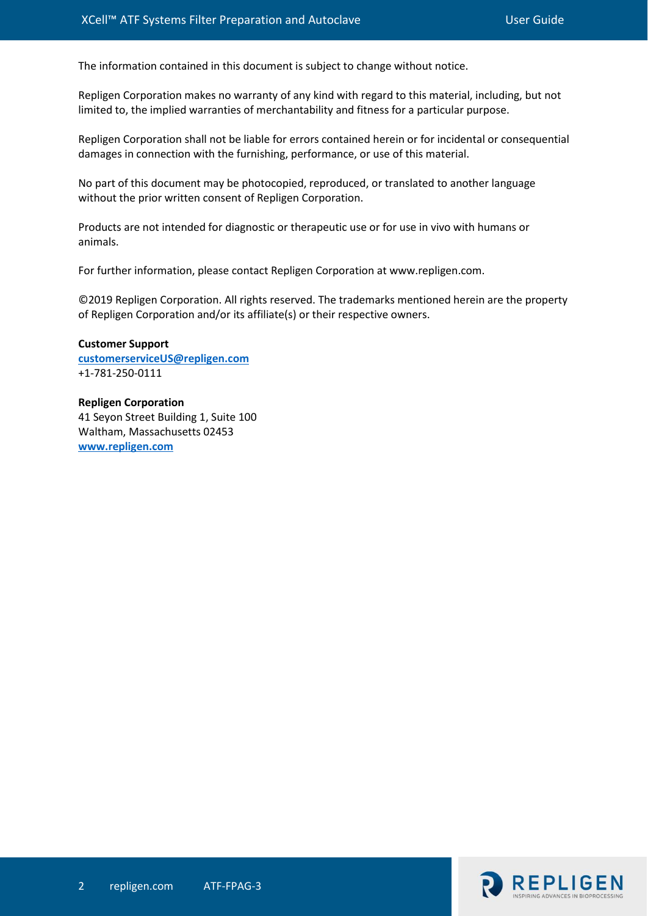The information contained in this document is subject to change without notice.

Repligen Corporation makes no warranty of any kind with regard to this material, including, but not limited to, the implied warranties of merchantability and fitness for a particular purpose.

Repligen Corporation shall not be liable for errors contained herein or for incidental or consequential damages in connection with the furnishing, performance, or use of this material.

No part of this document may be photocopied, reproduced, or translated to another language without the prior written consent of Repligen Corporation.

Products are not intended for diagnostic or therapeutic use or for use in vivo with humans or animals.

For further information, please contact Repligen Corporation at www.repligen.com.

©2019 Repligen Corporation. All rights reserved. The trademarks mentioned herein are the property of Repligen Corporation and/or its affiliate(s) or their respective owners.

**Customer Support**
**customerserviceUS@repligen.com**
+1-781-250-0111

**Repligen Corporation**
41 Seyon Street Building 1, Suite 100
Waltham, Massachusetts 02453
**www.repligen.com**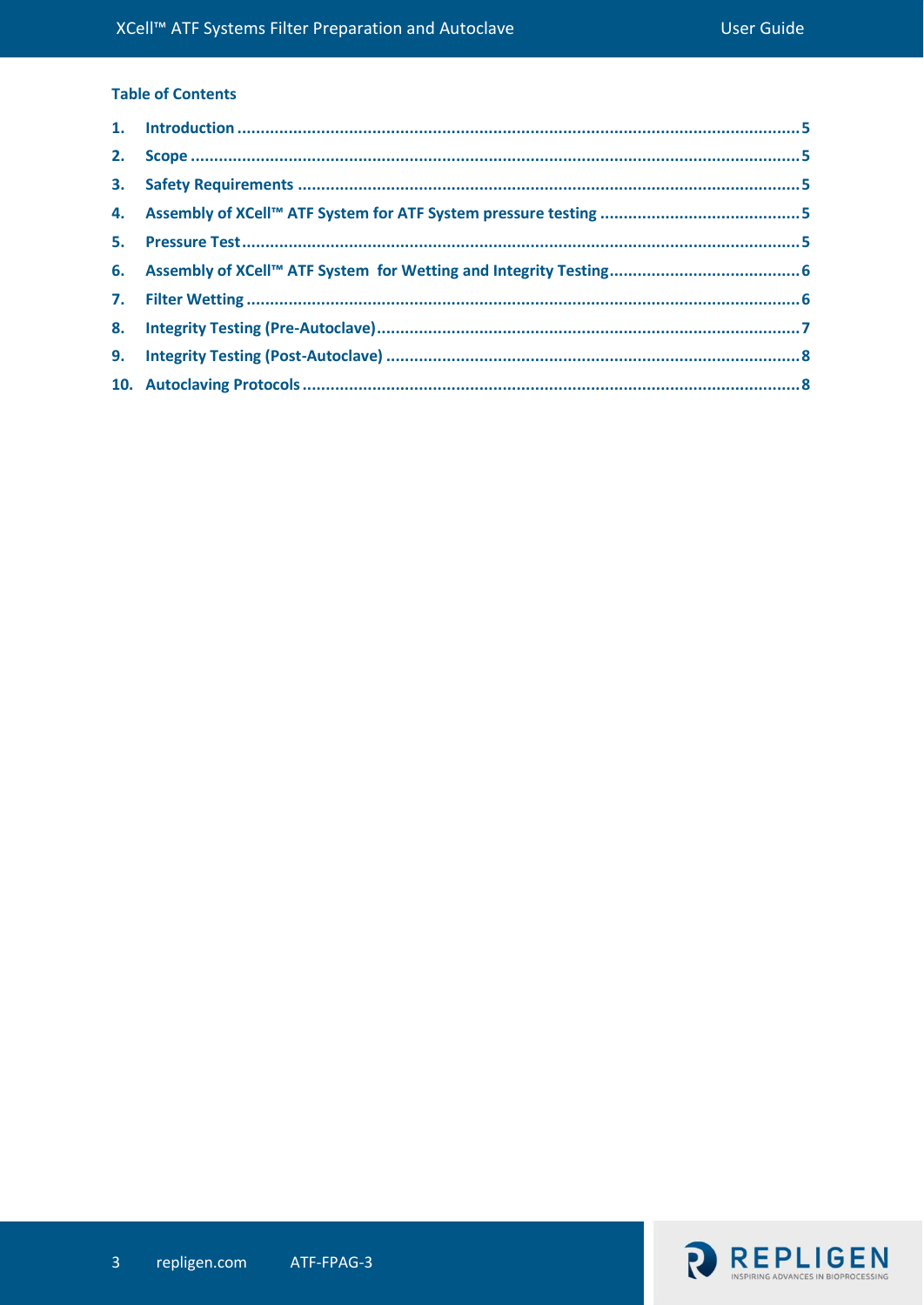**Table of Contents**

1. Introduction ..... 5
2. Scope ..... 5
3. Safety Requirements ..... 5
4. Assembly of XCell™ ATF System for ATF System pressure testing ..... 5
5. Pressure Test ..... 5
6. Assembly of XCell™ ATF System for Wetting and Integrity Testing ..... 6
7. Filter Wetting ..... 6
8. Integrity Testing (Pre-Autoclave) ..... 7
9. Integrity Testing (Post-Autoclave) ..... 8
10. Autoclaving Protocols ..... 8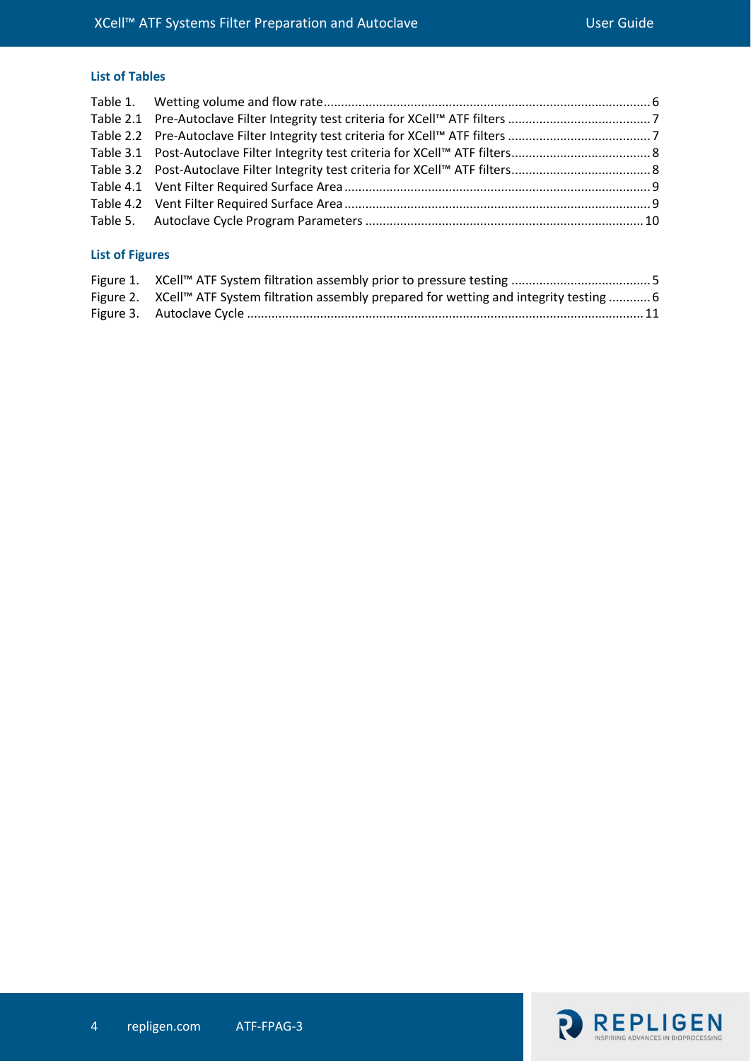## List of Tables

Table 1. Wetting volume and flow rate ............................................................................................ 6
Table 2.1 Pre-Autoclave Filter Integrity test criteria for XCell™ ATF filters ......................................... 7
Table 2.2 Pre-Autoclave Filter Integrity test criteria for XCell™ ATF filters ......................................... 7
Table 3.1 Post-Autoclave Filter Integrity test criteria for XCell™ ATF filters........................................ 8
Table 3.2 Post-Autoclave Filter Integrity test criteria for XCell™ ATF filters........................................ 8
Table 4.1 Vent Filter Required Surface Area ....................................................................................... 9
Table 4.2 Vent Filter Required Surface Area ....................................................................................... 9
Table 5. Autoclave Cycle Program Parameters ............................................................................... 10

## List of Figures

Figure 1. XCell™ ATF System filtration assembly prior to pressure testing ........................................ 5
Figure 2. XCell™ ATF System filtration assembly prepared for wetting and integrity testing ............ 6
Figure 3. Autoclave Cycle ................................................................................................................ 11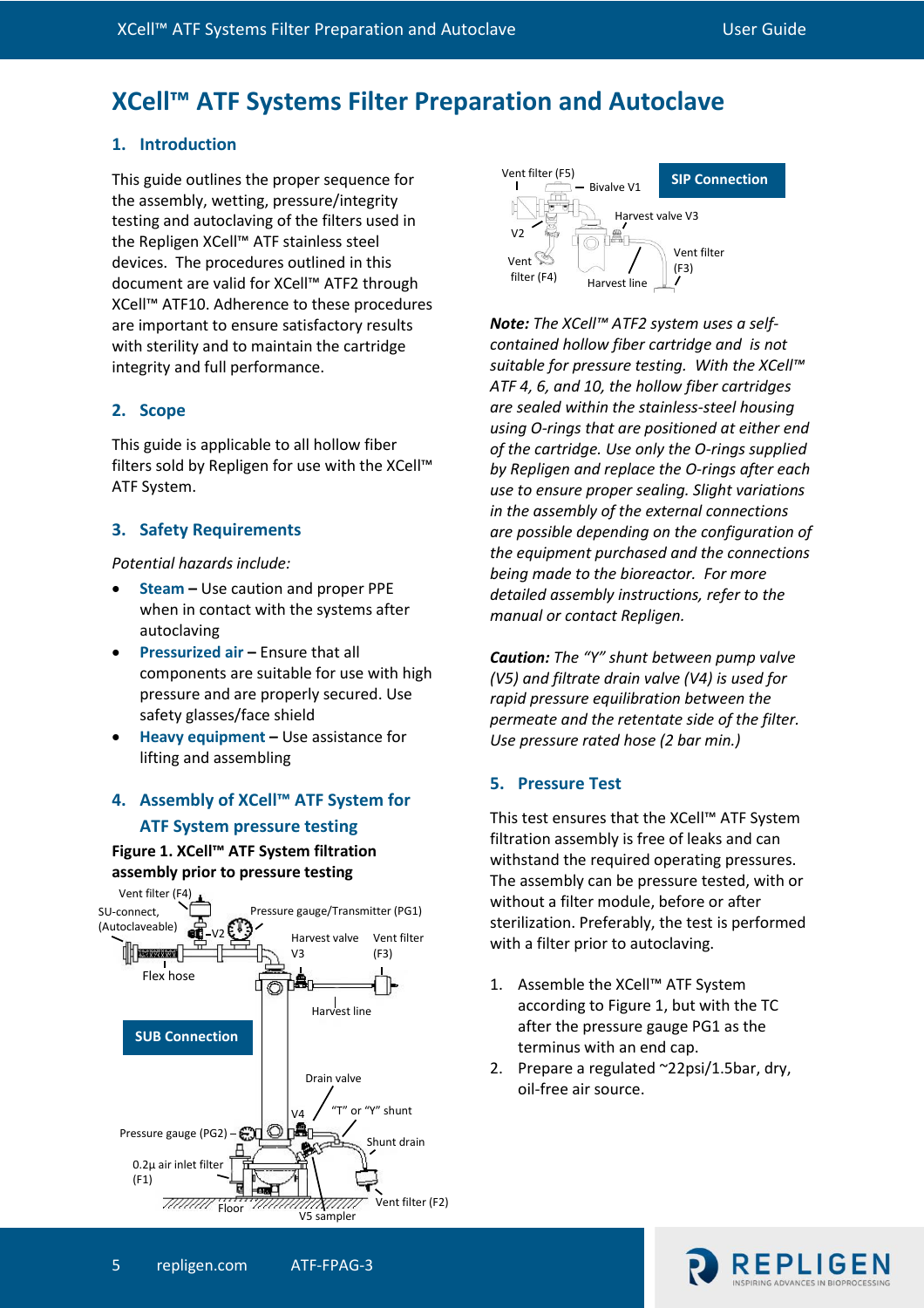# XCell™ ATF Systems Filter Preparation and Autoclave

## 1. Introduction

This guide outlines the proper sequence for the assembly, wetting, pressure/integrity testing and autoclaving of the filters used in the Repligen XCell™ ATF stainless steel devices. The procedures outlined in this document are valid for XCell™ ATF2 through XCell™ ATF10. Adherence to these procedures are important to ensure satisfactory results with sterility and to maintain the cartridge integrity and full performance.

## 2. Scope

This guide is applicable to all hollow fiber filters sold by Repligen for use with the XCell™ ATF System.

## 3. Safety Requirements

*Potential hazards include:*

- **Steam –** Use caution and proper PPE when in contact with the systems after autoclaving
- **Pressurized air –** Ensure that all components are suitable for use with high pressure and are properly secured. Use safety glasses/face shield
- **Heavy equipment –** Use assistance for lifting and assembling

## 4. Assembly of XCell™ ATF System for ATF System pressure testing

**Figure 1. XCell™ ATF System filtration assembly prior to pressure testing**

Vent filter (F4), SU-connect, (Autoclaveable), V2, Pressure gauge/Transmitter (PG1), Harvest valve V3, Vent filter (F3), Flex hose, Harvest line, SUB Connection, Drain valve, V4, "T" or "Y" shunt, Pressure gauge (PG2), Shunt drain, 0.2µ air inlet filter (F1), Floor, Vent filter (F2), V5 sampler

Vent filter (F5), Bivalve V1, SIP Connection, Harvest valve V3, V2, Vent filter (F4), Vent filter (F3), Harvest line

***Note:*** *The XCell™ ATF2 system uses a self-contained hollow fiber cartridge and is not suitable for pressure testing. With the XCell™ ATF 4, 6, and 10, the hollow fiber cartridges are sealed within the stainless-steel housing using O-rings that are positioned at either end of the cartridge. Use only the O-rings supplied by Repligen and replace the O-rings after each use to ensure proper sealing. Slight variations in the assembly of the external connections are possible depending on the configuration of the equipment purchased and the connections being made to the bioreactor. For more detailed assembly instructions, refer to the manual or contact Repligen.*

***Caution:*** *The "Y" shunt between pump valve (V5) and filtrate drain valve (V4) is used for rapid pressure equilibration between the permeate and the retentate side of the filter. Use pressure rated hose (2 bar min.)*

## 5. Pressure Test

This test ensures that the XCell™ ATF System filtration assembly is free of leaks and can withstand the required operating pressures. The assembly can be pressure tested, with or without a filter module, before or after sterilization. Preferably, the test is performed with a filter prior to autoclaving.

1. Assemble the XCell™ ATF System according to Figure 1, but with the TC after the pressure gauge PG1 as the terminus with an end cap.
2. Prepare a regulated ~22psi/1.5bar, dry, oil-free air source.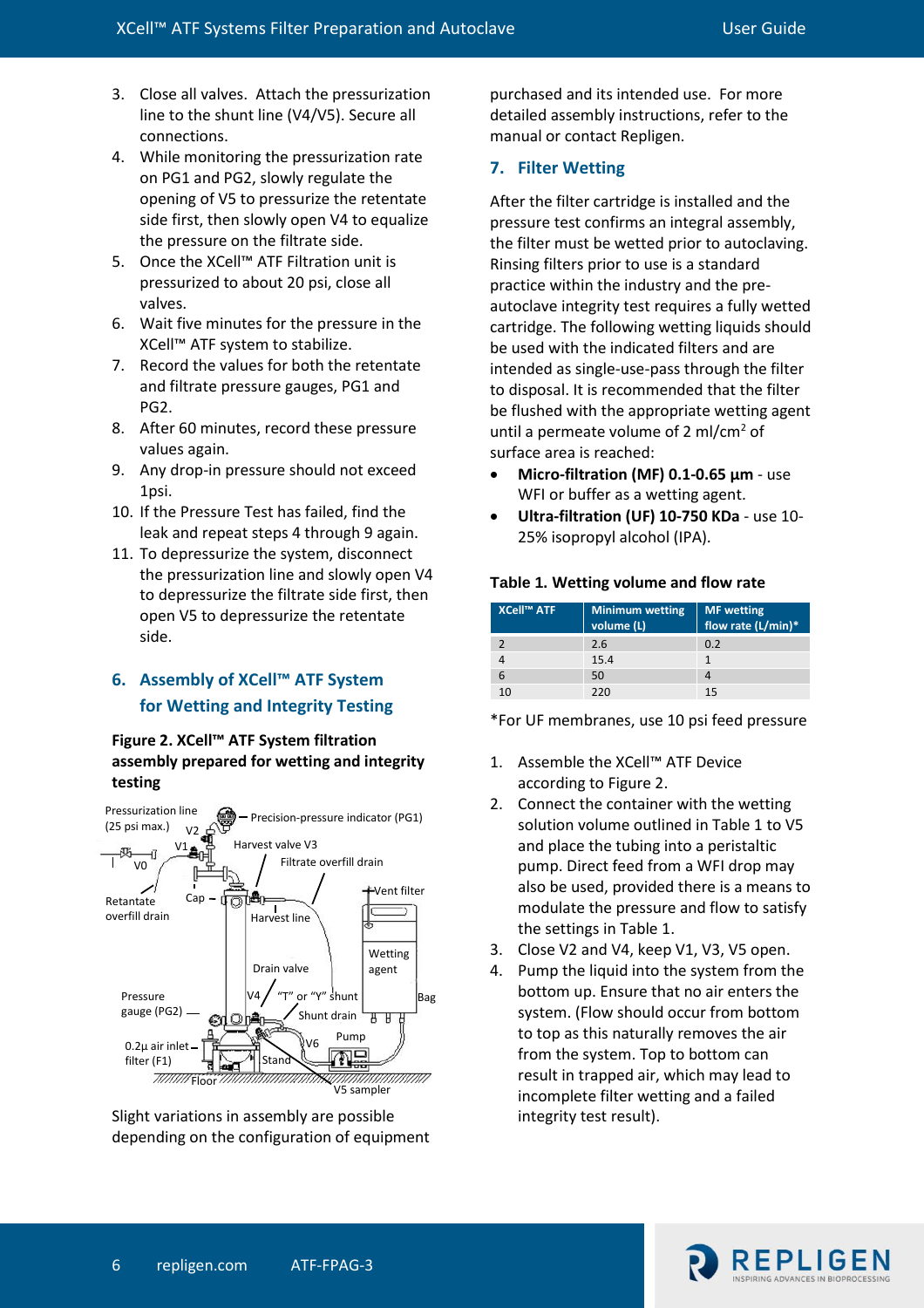3. Close all valves. Attach the pressurization line to the shunt line (V4/V5). Secure all connections.
4. While monitoring the pressurization rate on PG1 and PG2, slowly regulate the opening of V5 to pressurize the retentate side first, then slowly open V4 to equalize the pressure on the filtrate side.
5. Once the XCell™ ATF Filtration unit is pressurized to about 20 psi, close all valves.
6. Wait five minutes for the pressure in the XCell™ ATF system to stabilize.
7. Record the values for both the retentate and filtrate pressure gauges, PG1 and PG2.
8. After 60 minutes, record these pressure values again.
9. Any drop-in pressure should not exceed 1psi.
10. If the Pressure Test has failed, find the leak and repeat steps 4 through 9 again.
11. To depressurize the system, disconnect the pressurization line and slowly open V4 to depressurize the filtrate side first, then open V5 to depressurize the retentate side.

## 6. Assembly of XCell™ ATF System for Wetting and Integrity Testing

**Figure 2. XCell™ ATF System filtration assembly prepared for wetting and integrity testing**

Pressurization line (25 psi max.), V2, V1, V0, Precision-pressure indicator (PG1), Harvest valve V3, Filtrate overfill drain, Retentate overfill drain, Cap, Vent filter, Harvest line, Wetting agent, Drain valve, V4, "T" or "Y" shunt, Bag, Pressure gauge (PG2), Shunt drain, 0.2µ air inlet filter (F1), V6, Pump, Stand, Floor, V5 sampler

Slight variations in assembly are possible depending on the configuration of equipment purchased and its intended use. For more detailed assembly instructions, refer to the manual or contact Repligen.

## 7. Filter Wetting

After the filter cartridge is installed and the pressure test confirms an integral assembly, the filter must be wetted prior to autoclaving. Rinsing filters prior to use is a standard practice within the industry and the pre-autoclave integrity test requires a fully wetted cartridge. The following wetting liquids should be used with the indicated filters and are intended as single-use-pass through the filter to disposal. It is recommended that the filter be flushed with the appropriate wetting agent until a permeate volume of 2 ml/cm$^2$ of surface area is reached:

- **Micro-filtration (MF) 0.1-0.65 µm** - use WFI or buffer as a wetting agent.
- **Ultra-filtration (UF) 10-750 KDa** - use 10-25% isopropyl alcohol (IPA).

**Table 1. Wetting volume and flow rate**

| XCell™ ATF | Minimum wetting volume (L) | MF wetting flow rate (L/min)* |
|---|---|---|
| 2 | 2.6 | 0.2 |
| 4 | 15.4 | 1 |
| 6 | 50 | 4 |
| 10 | 220 | 15 |

*For UF membranes, use 10 psi feed pressure

1. Assemble the XCell™ ATF Device according to Figure 2.
2. Connect the container with the wetting solution volume outlined in Table 1 to V5 and place the tubing into a peristaltic pump. Direct feed from a WFI drop may also be used, provided there is a means to modulate the pressure and flow to satisfy the settings in Table 1.
3. Close V2 and V4, keep V1, V3, V5 open.
4. Pump the liquid into the system from the bottom up. Ensure that no air enters the system. (Flow should occur from bottom to top as this naturally removes the air from the system. Top to bottom can result in trapped air, which may lead to incomplete filter wetting and a failed integrity test result).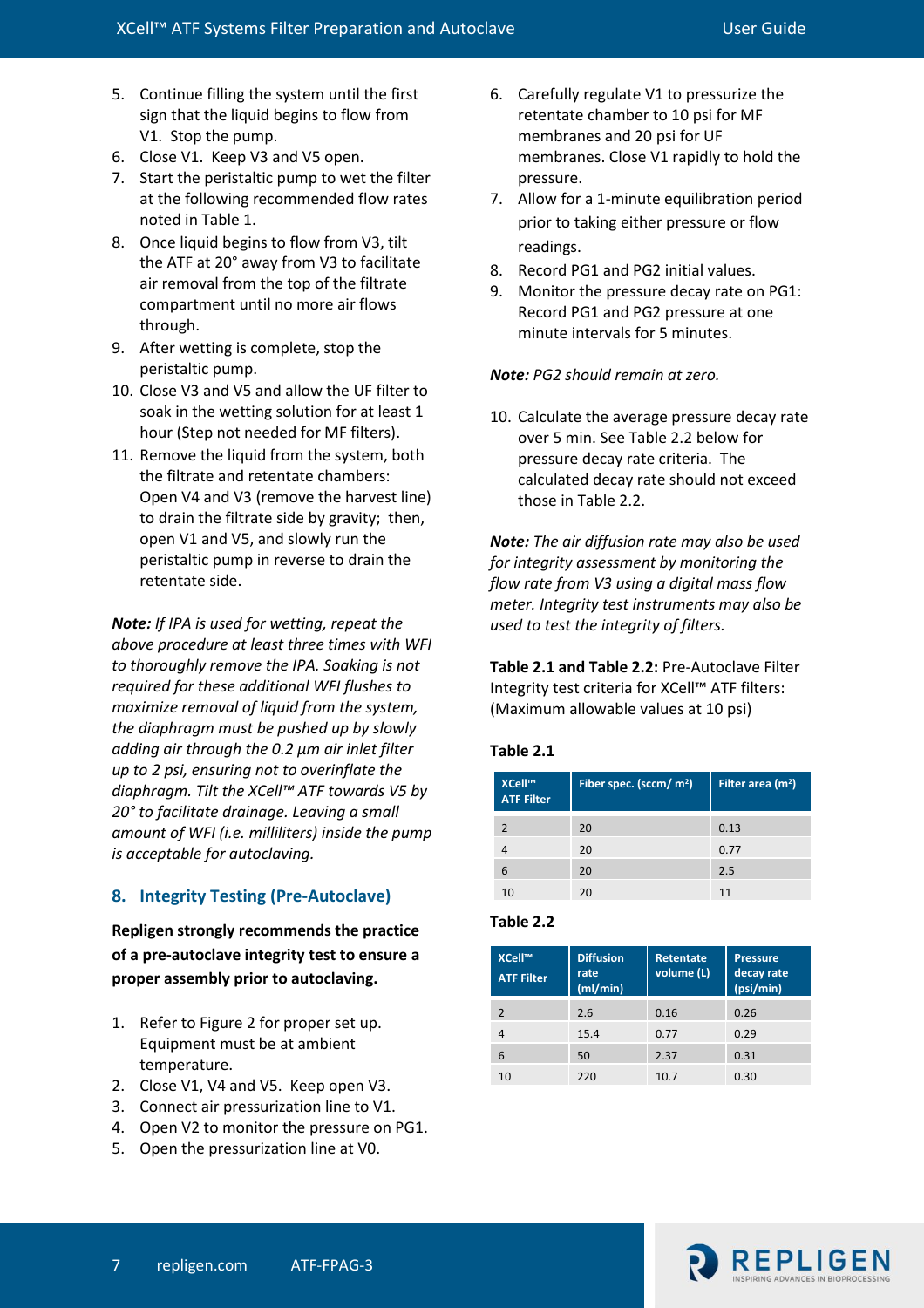5. Continue filling the system until the first sign that the liquid begins to flow from V1. Stop the pump.
6. Close V1. Keep V3 and V5 open.
7. Start the peristaltic pump to wet the filter at the following recommended flow rates noted in Table 1.
8. Once liquid begins to flow from V3, tilt the ATF at 20° away from V3 to facilitate air removal from the top of the filtrate compartment until no more air flows through.
9. After wetting is complete, stop the peristaltic pump.
10. Close V3 and V5 and allow the UF filter to soak in the wetting solution for at least 1 hour (Step not needed for MF filters).
11. Remove the liquid from the system, both the filtrate and retentate chambers: Open V4 and V3 (remove the harvest line) to drain the filtrate side by gravity; then, open V1 and V5, and slowly run the peristaltic pump in reverse to drain the retentate side.

***Note:*** *If IPA is used for wetting, repeat the above procedure at least three times with WFI to thoroughly remove the IPA. Soaking is not required for these additional WFI flushes to maximize removal of liquid from the system, the diaphragm must be pushed up by slowly adding air through the 0.2 µm air inlet filter up to 2 psi, ensuring not to overinflate the diaphragm. Tilt the XCell™ ATF towards V5 by 20° to facilitate drainage. Leaving a small amount of WFI (i.e. milliliters) inside the pump is acceptable for autoclaving.*

## 8. Integrity Testing (Pre-Autoclave)

**Repligen strongly recommends the practice of a pre-autoclave integrity test to ensure a proper assembly prior to autoclaving.**

1. Refer to Figure 2 for proper set up. Equipment must be at ambient temperature.
2. Close V1, V4 and V5. Keep open V3.
3. Connect air pressurization line to V1.
4. Open V2 to monitor the pressure on PG1.
5. Open the pressurization line at V0.
6. Carefully regulate V1 to pressurize the retentate chamber to 10 psi for MF membranes and 20 psi for UF membranes. Close V1 rapidly to hold the pressure.
7. Allow for a 1-minute equilibration period prior to taking either pressure or flow readings.
8. Record PG1 and PG2 initial values.
9. Monitor the pressure decay rate on PG1: Record PG1 and PG2 pressure at one minute intervals for 5 minutes.

***Note:*** *PG2 should remain at zero.*

10. Calculate the average pressure decay rate over 5 min. See Table 2.2 below for pressure decay rate criteria. The calculated decay rate should not exceed those in Table 2.2.

***Note:*** *The air diffusion rate may also be used for integrity assessment by monitoring the flow rate from V3 using a digital mass flow meter. Integrity test instruments may also be used to test the integrity of filters.*

**Table 2.1 and Table 2.2:** Pre-Autoclave Filter Integrity test criteria for XCell™ ATF filters: (Maximum allowable values at 10 psi)

**Table 2.1**

| XCell™ ATF Filter | Fiber spec. (sccm/ m²) | Filter area (m²) |
|---|---|---|
| 2 | 20 | 0.13 |
| 4 | 20 | 0.77 |
| 6 | 20 | 2.5 |
| 10 | 20 | 11 |

**Table 2.2**

| XCell™ ATF Filter | Diffusion rate (ml/min) | Retentate volume (L) | Pressure decay rate (psi/min) |
|---|---|---|---|
| 2 | 2.6 | 0.16 | 0.26 |
| 4 | 15.4 | 0.77 | 0.29 |
| 6 | 50 | 2.37 | 0.31 |
| 10 | 220 | 10.7 | 0.30 |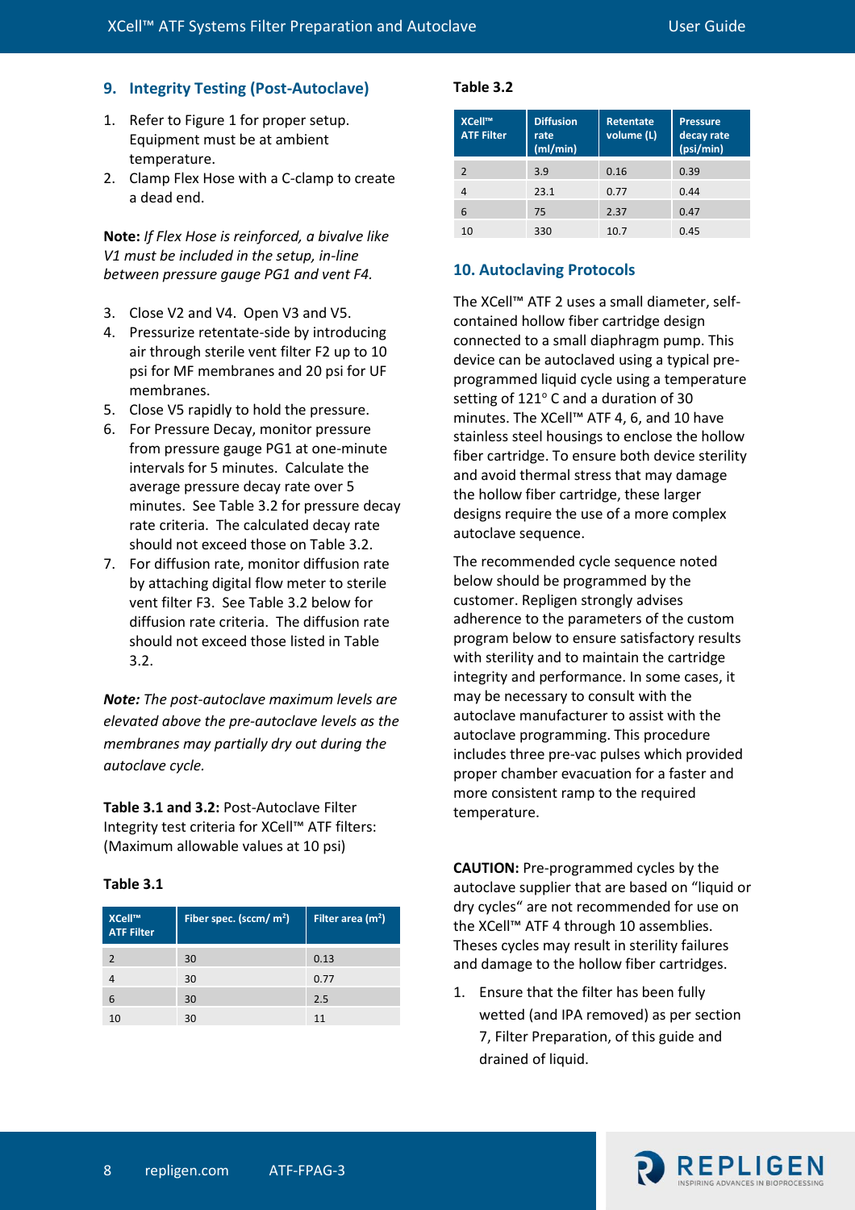## 9. Integrity Testing (Post-Autoclave)

1. Refer to Figure 1 for proper setup. Equipment must be at ambient temperature.
2. Clamp Flex Hose with a C-clamp to create a dead end.

**Note:** *If Flex Hose is reinforced, a bivalve like V1 must be included in the setup, in-line between pressure gauge PG1 and vent F4.*

3. Close V2 and V4. Open V3 and V5.
4. Pressurize retentate-side by introducing air through sterile vent filter F2 up to 10 psi for MF membranes and 20 psi for UF membranes.
5. Close V5 rapidly to hold the pressure.
6. For Pressure Decay, monitor pressure from pressure gauge PG1 at one-minute intervals for 5 minutes. Calculate the average pressure decay rate over 5 minutes. See Table 3.2 for pressure decay rate criteria. The calculated decay rate should not exceed those on Table 3.2.
7. For diffusion rate, monitor diffusion rate by attaching digital flow meter to sterile vent filter F3. See Table 3.2 below for diffusion rate criteria. The diffusion rate should not exceed those listed in Table 3.2.

***Note:*** *The post-autoclave maximum levels are elevated above the pre-autoclave levels as the membranes may partially dry out during the autoclave cycle.*

**Table 3.1 and 3.2:** Post-Autoclave Filter Integrity test criteria for XCell™ ATF filters: (Maximum allowable values at 10 psi)

**Table 3.1**

| XCell™ ATF Filter | Fiber spec. (sccm/ m²) | Filter area (m²) |
|---|---|---|
| 2 | 30 | 0.13 |
| 4 | 30 | 0.77 |
| 6 | 30 | 2.5 |
| 10 | 30 | 11 |

**Table 3.2**

| XCell™ ATF Filter | Diffusion rate (ml/min) | Retentate volume (L) | Pressure decay rate (psi/min) |
|---|---|---|---|
| 2 | 3.9 | 0.16 | 0.39 |
| 4 | 23.1 | 0.77 | 0.44 |
| 6 | 75 | 2.37 | 0.47 |
| 10 | 330 | 10.7 | 0.45 |

## 10. Autoclaving Protocols

The XCell™ ATF 2 uses a small diameter, self-contained hollow fiber cartridge design connected to a small diaphragm pump. This device can be autoclaved using a typical pre-programmed liquid cycle using a temperature setting of 121° C and a duration of 30 minutes. The XCell™ ATF 4, 6, and 10 have stainless steel housings to enclose the hollow fiber cartridge. To ensure both device sterility and avoid thermal stress that may damage the hollow fiber cartridge, these larger designs require the use of a more complex autoclave sequence.

The recommended cycle sequence noted below should be programmed by the customer. Repligen strongly advises adherence to the parameters of the custom program below to ensure satisfactory results with sterility and to maintain the cartridge integrity and performance. In some cases, it may be necessary to consult with the autoclave manufacturer to assist with the autoclave programming. This procedure includes three pre-vac pulses which provided proper chamber evacuation for a faster and more consistent ramp to the required temperature.

**CAUTION:** Pre-programmed cycles by the autoclave supplier that are based on "liquid or dry cycles" are not recommended for use on the XCell™ ATF 4 through 10 assemblies. Theses cycles may result in sterility failures and damage to the hollow fiber cartridges.

1. Ensure that the filter has been fully wetted (and IPA removed) as per section 7, Filter Preparation, of this guide and drained of liquid.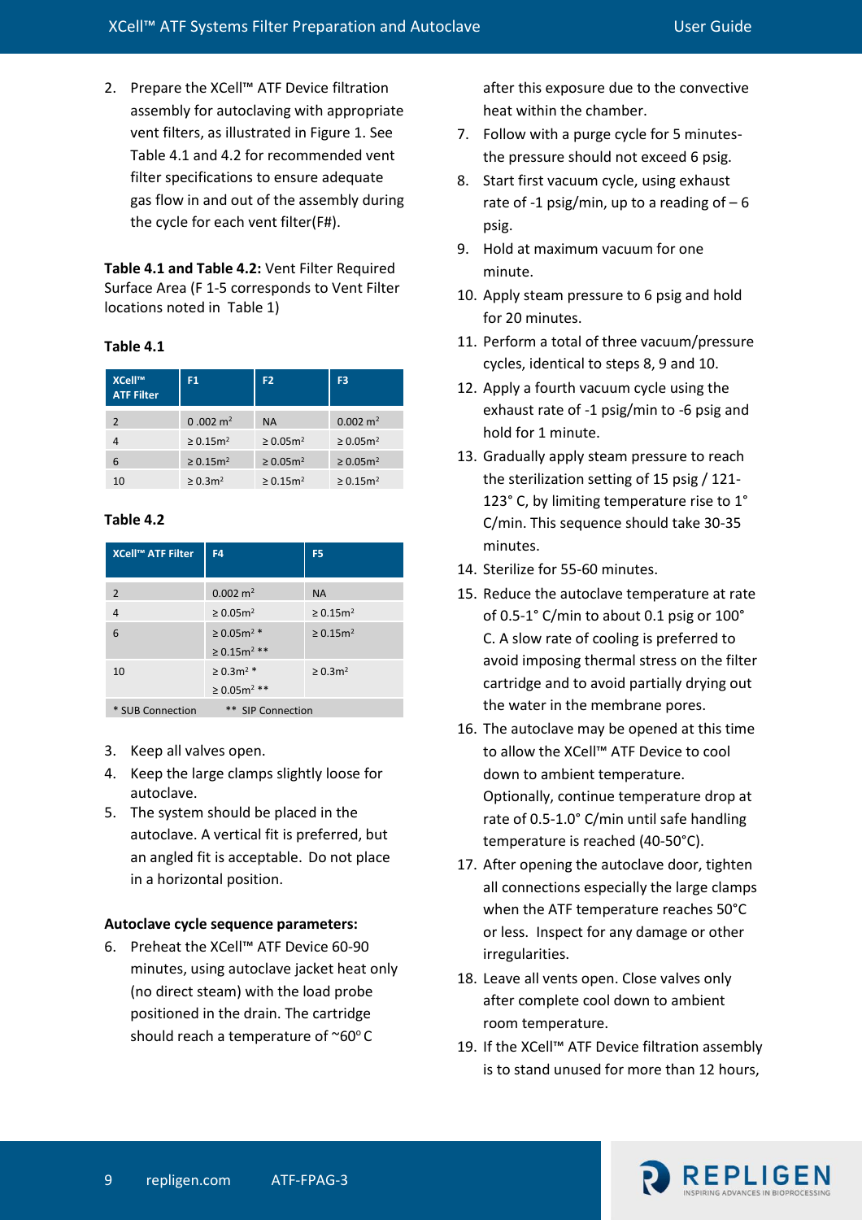2. Prepare the XCell™ ATF Device filtration assembly for autoclaving with appropriate vent filters, as illustrated in Figure 1. See Table 4.1 and 4.2 for recommended vent filter specifications to ensure adequate gas flow in and out of the assembly during the cycle for each vent filter(F#).

**Table 4.1 and Table 4.2:** Vent Filter Required Surface Area (F 1-5 corresponds to Vent Filter locations noted in Table 1)

**Table 4.1**

| XCell™ ATF Filter | F1 | F2 | F3 |
|---|---|---|---|
| 2 | 0 .002 $m^2$ | NA | 0.002 $m^2$ |
| 4 | ≥ 0.15$m^2$ | ≥ 0.05$m^2$ | ≥ 0.05$m^2$ |
| 6 | ≥ 0.15$m^2$ | ≥ 0.05$m^2$ | ≥ 0.05$m^2$ |
| 10 | ≥ 0.3$m^2$ | ≥ 0.15$m^2$ | ≥ 0.15$m^2$ |

**Table 4.2**

| XCell™ ATF Filter | F4 | F5 |
|---|---|---|
| 2 | 0.002 $m^2$ | NA |
| 4 | ≥ 0.05$m^2$ | ≥ 0.15$m^2$ |
| 6 | ≥ 0.05$m^2$ * ≥ 0.15$m^2$ ** | ≥ 0.15$m^2$ |
| 10 | ≥ 0.3$m^2$ * ≥ 0.05$m^2$ ** | ≥ 0.3$m^2$ |
| * SUB Connection ** SIP Connection | | |

3. Keep all valves open.
4. Keep the large clamps slightly loose for autoclave.
5. The system should be placed in the autoclave. A vertical fit is preferred, but an angled fit is acceptable. Do not place in a horizontal position.

**Autoclave cycle sequence parameters:**

6. Preheat the XCell™ ATF Device 60-90 minutes, using autoclave jacket heat only (no direct steam) with the load probe positioned in the drain. The cartridge should reach a temperature of ~60° C after this exposure due to the convective heat within the chamber.
7. Follow with a purge cycle for 5 minutes- the pressure should not exceed 6 psig.
8. Start first vacuum cycle, using exhaust rate of -1 psig/min, up to a reading of – 6 psig.
9. Hold at maximum vacuum for one minute.
10. Apply steam pressure to 6 psig and hold for 20 minutes.
11. Perform a total of three vacuum/pressure cycles, identical to steps 8, 9 and 10.
12. Apply a fourth vacuum cycle using the exhaust rate of -1 psig/min to -6 psig and hold for 1 minute.
13. Gradually apply steam pressure to reach the sterilization setting of 15 psig / 121-123° C, by limiting temperature rise to 1° C/min. This sequence should take 30-35 minutes.
14. Sterilize for 55-60 minutes.
15. Reduce the autoclave temperature at rate of 0.5-1° C/min to about 0.1 psig or 100° C. A slow rate of cooling is preferred to avoid imposing thermal stress on the filter cartridge and to avoid partially drying out the water in the membrane pores.
16. The autoclave may be opened at this time to allow the XCell™ ATF Device to cool down to ambient temperature. Optionally, continue temperature drop at rate of 0.5-1.0° C/min until safe handling temperature is reached (40-50°C).
17. After opening the autoclave door, tighten all connections especially the large clamps when the ATF temperature reaches 50°C or less. Inspect for any damage or other irregularities.
18. Leave all vents open. Close valves only after complete cool down to ambient room temperature.
19. If the XCell™ ATF Device filtration assembly is to stand unused for more than 12 hours,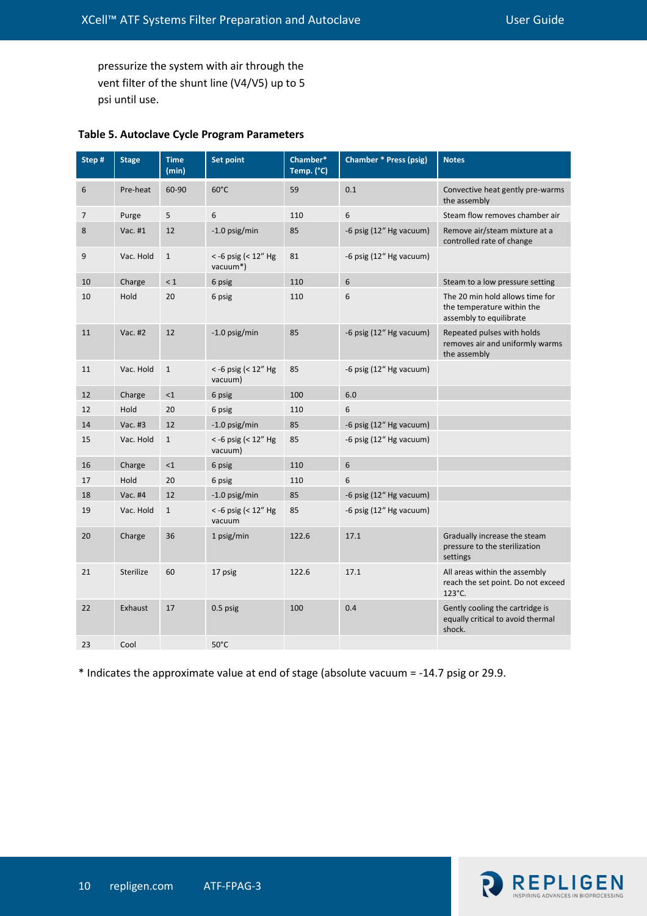pressurize the system with air through the vent filter of the shunt line (V4/V5) up to 5 psi until use.

**Table 5. Autoclave Cycle Program Parameters**

| Step # | Stage | Time (min) | Set point | Chamber* Temp. (°C) | Chamber * Press (psig) | Notes |
|---|---|---|---|---|---|---|
| 6 | Pre-heat | 60-90 | 60°C | 59 | 0.1 | Convective heat gently pre-warms the assembly |
| 7 | Purge | 5 | 6 | 110 | 6 | Steam flow removes chamber air |
| 8 | Vac. #1 | 12 | -1.0 psig/min | 85 | -6 psig (12" Hg vacuum) | Remove air/steam mixture at a controlled rate of change |
| 9 | Vac. Hold | 1 | < -6 psig (< 12" Hg vacuum*) | 81 | -6 psig (12" Hg vacuum) | |
| 10 | Charge | < 1 | 6 psig | 110 | 6 | Steam to a low pressure setting |
| 10 | Hold | 20 | 6 psig | 110 | 6 | The 20 min hold allows time for the temperature within the assembly to equilibrate |
| 11 | Vac. #2 | 12 | -1.0 psig/min | 85 | -6 psig (12" Hg vacuum) | Repeated pulses with holds removes air and uniformly warms the assembly |
| 11 | Vac. Hold | 1 | < -6 psig (< 12" Hg vacuum) | 85 | -6 psig (12" Hg vacuum) | |
| 12 | Charge | <1 | 6 psig | 100 | 6.0 | |
| 12 | Hold | 20 | 6 psig | 110 | 6 | |
| 14 | Vac. #3 | 12 | -1.0 psig/min | 85 | -6 psig (12" Hg vacuum) | |
| 15 | Vac. Hold | 1 | < -6 psig (< 12" Hg vacuum) | 85 | -6 psig (12" Hg vacuum) | |
| 16 | Charge | <1 | 6 psig | 110 | 6 | |
| 17 | Hold | 20 | 6 psig | 110 | 6 | |
| 18 | Vac. #4 | 12 | -1.0 psig/min | 85 | -6 psig (12" Hg vacuum) | |
| 19 | Vac. Hold | 1 | < -6 psig (< 12" Hg vacuum | 85 | -6 psig (12" Hg vacuum) | |
| 20 | Charge | 36 | 1 psig/min | 122.6 | 17.1 | Gradually increase the steam pressure to the sterilization settings |
| 21 | Sterilize | 60 | 17 psig | 122.6 | 17.1 | All areas within the assembly reach the set point. Do not exceed 123°C. |
| 22 | Exhaust | 17 | 0.5 psig | 100 | 0.4 | Gently cooling the cartridge is equally critical to avoid thermal shock. |
| 23 | Cool | | 50°C | | | |

* Indicates the approximate value at end of stage (absolute vacuum = -14.7 psig or 29.9.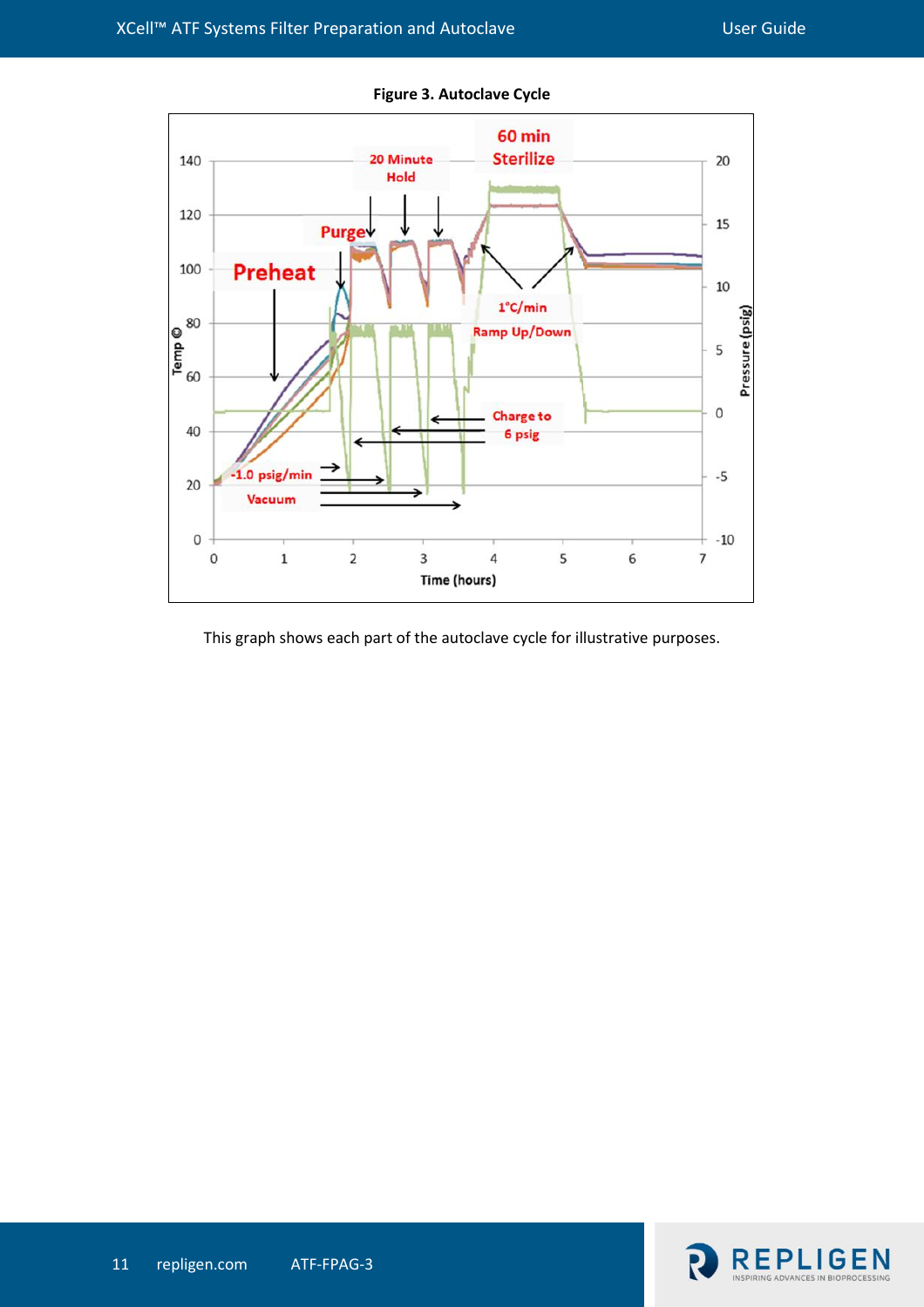**Figure 3. Autoclave Cycle**

60 min Sterilize

20 Minute Hold

Purge

Preheat

1°C/min

Ramp Up/Down

Charge to 6 psig

-1.0 psig/min

Vacuum

Temp ©

140
120
100
80
60
40
20
0

Pressure (psig)

20
15
10
5
0
-5
-10

Time (hours)

0 1 2 3 4 5 6 7

This graph shows each part of the autoclave cycle for illustrative purposes.